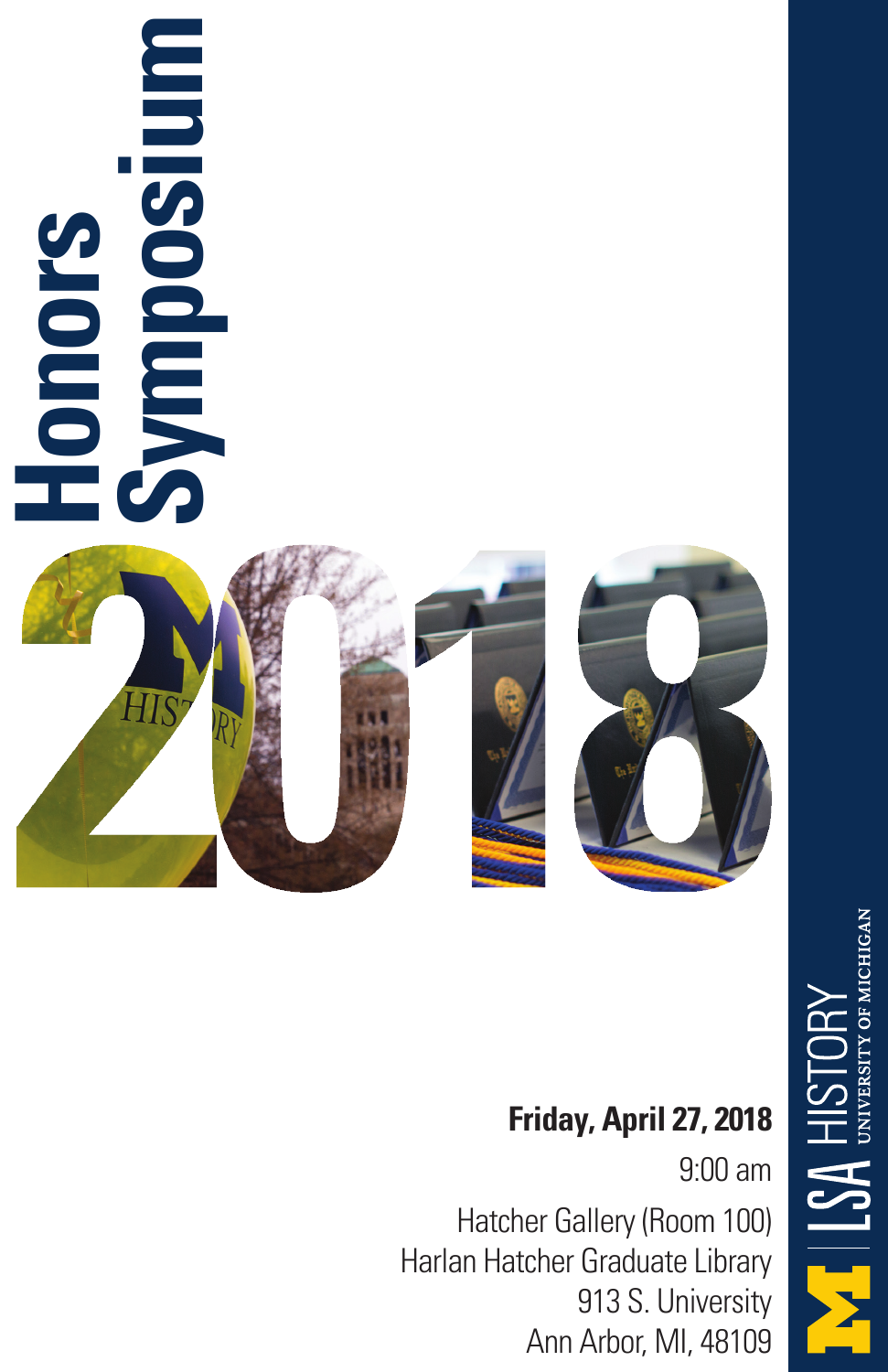# Honors Symposium 2018

**Friday, April 27, 2018**

9:00 am

Hatcher Gallery (Room 100)
Harlan Hatcher Graduate Library
913 S. University
Ann Arbor, MI, 48109

LSA HISTORY
UNIVERSITY OF MICHIGAN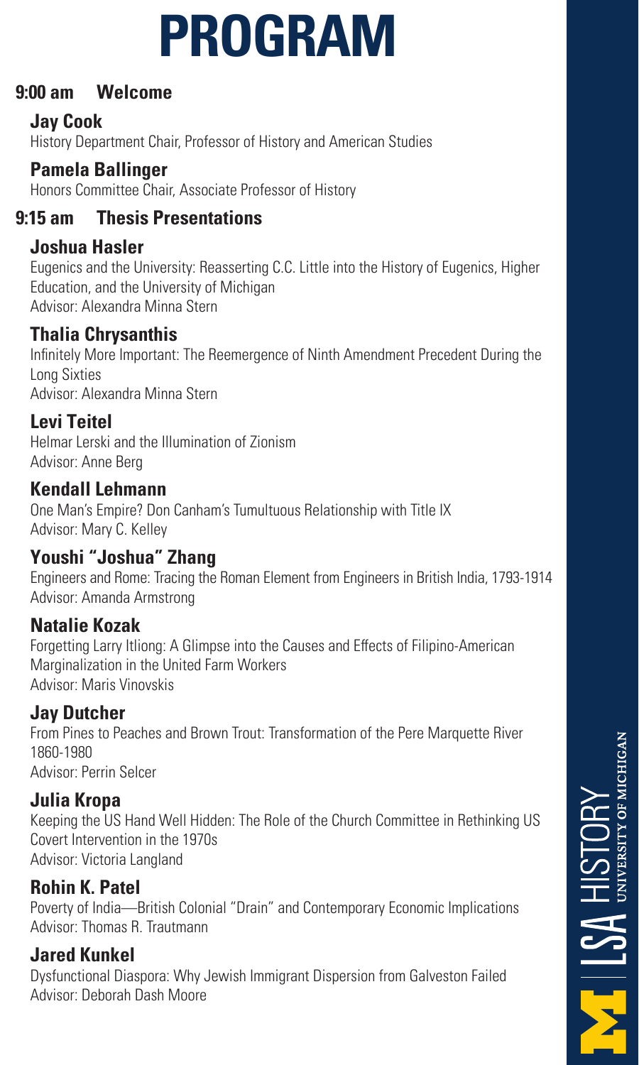# PROGRAM

## 9:00 am Welcome

**Jay Cook**
History Department Chair, Professor of History and American Studies

**Pamela Ballinger**
Honors Committee Chair, Associate Professor of History

## 9:15 am Thesis Presentations

**Joshua Hasler**
Eugenics and the University: Reasserting C.C. Little into the History of Eugenics, Higher Education, and the University of Michigan
Advisor: Alexandra Minna Stern

**Thalia Chrysanthis**
Infinitely More Important: The Reemergence of Ninth Amendment Precedent During the Long Sixties
Advisor: Alexandra Minna Stern

**Levi Teitel**
Helmar Lerski and the Illumination of Zionism
Advisor: Anne Berg

**Kendall Lehmann**
One Man's Empire? Don Canham's Tumultuous Relationship with Title IX
Advisor: Mary C. Kelley

**Youshi "Joshua" Zhang**
Engineers and Rome: Tracing the Roman Element from Engineers in British India, 1793-1914
Advisor: Amanda Armstrong

**Natalie Kozak**
Forgetting Larry Itliong: A Glimpse into the Causes and Effects of Filipino-American Marginalization in the United Farm Workers
Advisor: Maris Vinovskis

**Jay Dutcher**
From Pines to Peaches and Brown Trout: Transformation of the Pere Marquette River 1860-1980
Advisor: Perrin Selcer

**Julia Kropa**
Keeping the US Hand Well Hidden: The Role of the Church Committee in Rethinking US Covert Intervention in the 1970s
Advisor: Victoria Langland

**Rohin K. Patel**
Poverty of India—British Colonial "Drain" and Contemporary Economic Implications
Advisor: Thomas R. Trautmann

**Jared Kunkel**
Dysfunctional Diaspora: Why Jewish Immigrant Dispersion from Galveston Failed
Advisor: Deborah Dash Moore

M | LSA HISTORY UNIVERSITY OF MICHIGAN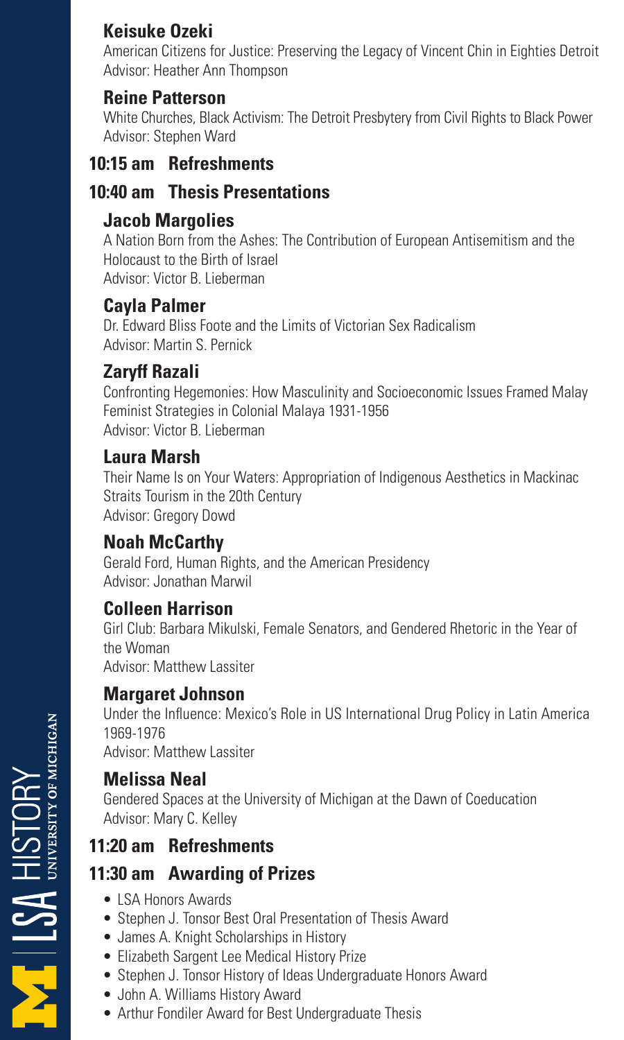**Keisuke Ozeki**
American Citizens for Justice: Preserving the Legacy of Vincent Chin in Eighties Detroit
Advisor: Heather Ann Thompson

**Reine Patterson**
White Churches, Black Activism: The Detroit Presbytery from Civil Rights to Black Power
Advisor: Stephen Ward

## 10:15 am Refreshments

## 10:40 am Thesis Presentations

**Jacob Margolies**
A Nation Born from the Ashes: The Contribution of European Antisemitism and the Holocaust to the Birth of Israel
Advisor: Victor B. Lieberman

**Cayla Palmer**
Dr. Edward Bliss Foote and the Limits of Victorian Sex Radicalism
Advisor: Martin S. Pernick

**Zaryff Razali**
Confronting Hegemonies: How Masculinity and Socioeconomic Issues Framed Malay Feminist Strategies in Colonial Malaya 1931-1956
Advisor: Victor B. Lieberman

**Laura Marsh**
Their Name Is on Your Waters: Appropriation of Indigenous Aesthetics in Mackinac Straits Tourism in the 20th Century
Advisor: Gregory Dowd

**Noah McCarthy**
Gerald Ford, Human Rights, and the American Presidency
Advisor: Jonathan Marwil

**Colleen Harrison**
Girl Club: Barbara Mikulski, Female Senators, and Gendered Rhetoric in the Year of the Woman
Advisor: Matthew Lassiter

**Margaret Johnson**
Under the Influence: Mexico's Role in US International Drug Policy in Latin America 1969-1976
Advisor: Matthew Lassiter

**Melissa Neal**
Gendered Spaces at the University of Michigan at the Dawn of Coeducation
Advisor: Mary C. Kelley

## 11:20 am Refreshments

## 11:30 am Awarding of Prizes

- LSA Honors Awards
- Stephen J. Tonsor Best Oral Presentation of Thesis Award
- James A. Knight Scholarships in History
- Elizabeth Sargent Lee Medical History Prize
- Stephen J. Tonsor History of Ideas Undergraduate Honors Award
- John A. Williams History Award
- Arthur Fondiler Award for Best Undergraduate Thesis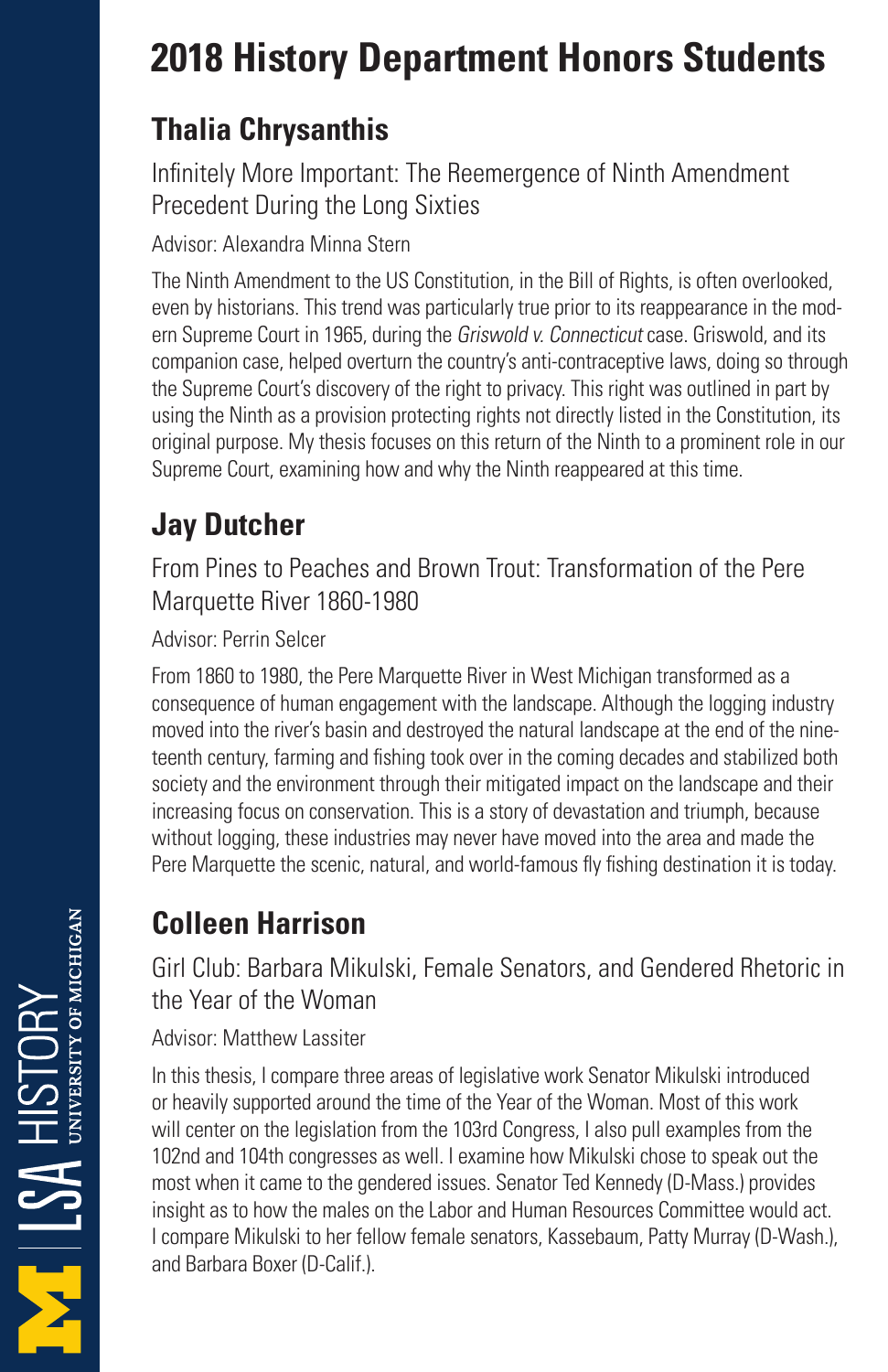# 2018 History Department Honors Students

## Thalia Chrysanthis

Infinitely More Important: The Reemergence of Ninth Amendment Precedent During the Long Sixties

Advisor: Alexandra Minna Stern

The Ninth Amendment to the US Constitution, in the Bill of Rights, is often overlooked, even by historians. This trend was particularly true prior to its reappearance in the modern Supreme Court in 1965, during the *Griswold v. Connecticut* case. Griswold, and its companion case, helped overturn the country's anti-contraceptive laws, doing so through the Supreme Court's discovery of the right to privacy. This right was outlined in part by using the Ninth as a provision protecting rights not directly listed in the Constitution, its original purpose. My thesis focuses on this return of the Ninth to a prominent role in our Supreme Court, examining how and why the Ninth reappeared at this time.

## Jay Dutcher

From Pines to Peaches and Brown Trout: Transformation of the Pere Marquette River 1860-1980

Advisor: Perrin Selcer

From 1860 to 1980, the Pere Marquette River in West Michigan transformed as a consequence of human engagement with the landscape. Although the logging industry moved into the river's basin and destroyed the natural landscape at the end of the nineteenth century, farming and fishing took over in the coming decades and stabilized both society and the environment through their mitigated impact on the landscape and their increasing focus on conservation. This is a story of devastation and triumph, because without logging, these industries may never have moved into the area and made the Pere Marquette the scenic, natural, and world-famous fly fishing destination it is today.

## Colleen Harrison

Girl Club: Barbara Mikulski, Female Senators, and Gendered Rhetoric in the Year of the Woman

Advisor: Matthew Lassiter

In this thesis, I compare three areas of legislative work Senator Mikulski introduced or heavily supported around the time of the Year of the Woman. Most of this work will center on the legislation from the 103rd Congress, I also pull examples from the 102nd and 104th congresses as well. I examine how Mikulski chose to speak out the most when it came to the gendered issues. Senator Ted Kennedy (D-Mass.) provides insight as to how the males on the Labor and Human Resources Committee would act. I compare Mikulski to her fellow female senators, Kassebaum, Patty Murray (D-Wash.), and Barbara Boxer (D-Calif.).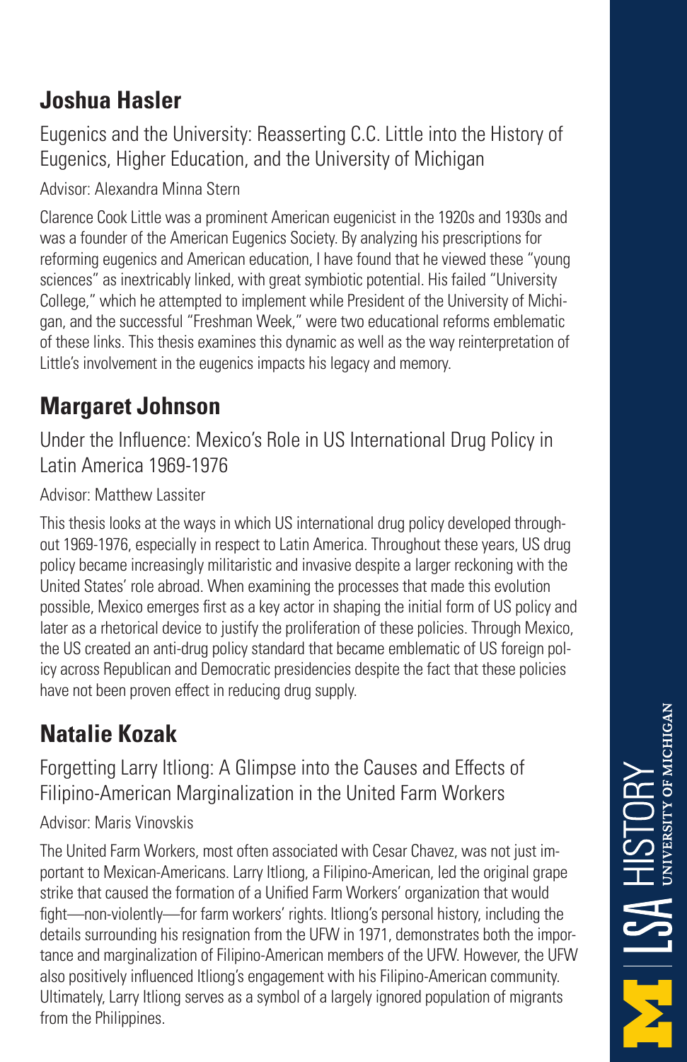## Joshua Hasler

### Eugenics and the University: Reasserting C.C. Little into the History of Eugenics, Higher Education, and the University of Michigan

Advisor: Alexandra Minna Stern

Clarence Cook Little was a prominent American eugenicist in the 1920s and 1930s and was a founder of the American Eugenics Society. By analyzing his prescriptions for reforming eugenics and American education, I have found that he viewed these "young sciences" as inextricably linked, with great symbiotic potential. His failed "University College," which he attempted to implement while President of the University of Michigan, and the successful "Freshman Week," were two educational reforms emblematic of these links. This thesis examines this dynamic as well as the way reinterpretation of Little's involvement in the eugenics impacts his legacy and memory.

## Margaret Johnson

### Under the Influence: Mexico's Role in US International Drug Policy in Latin America 1969-1976

Advisor: Matthew Lassiter

This thesis looks at the ways in which US international drug policy developed throughout 1969-1976, especially in respect to Latin America. Throughout these years, US drug policy became increasingly militaristic and invasive despite a larger reckoning with the United States' role abroad. When examining the processes that made this evolution possible, Mexico emerges first as a key actor in shaping the initial form of US policy and later as a rhetorical device to justify the proliferation of these policies. Through Mexico, the US created an anti-drug policy standard that became emblematic of US foreign policy across Republican and Democratic presidencies despite the fact that these policies have not been proven effect in reducing drug supply.

## Natalie Kozak

### Forgetting Larry Itliong: A Glimpse into the Causes and Effects of Filipino-American Marginalization in the United Farm Workers

Advisor: Maris Vinovskis

The United Farm Workers, most often associated with Cesar Chavez, was not just important to Mexican-Americans. Larry Itliong, a Filipino-American, led the original grape strike that caused the formation of a Unified Farm Workers' organization that would fight—non-violently—for farm workers' rights. Itliong's personal history, including the details surrounding his resignation from the UFW in 1971, demonstrates both the importance and marginalization of Filipino-American members of the UFW. However, the UFW also positively influenced Itliong's engagement with his Filipino-American community. Ultimately, Larry Itliong serves as a symbol of a largely ignored population of migrants from the Philippines.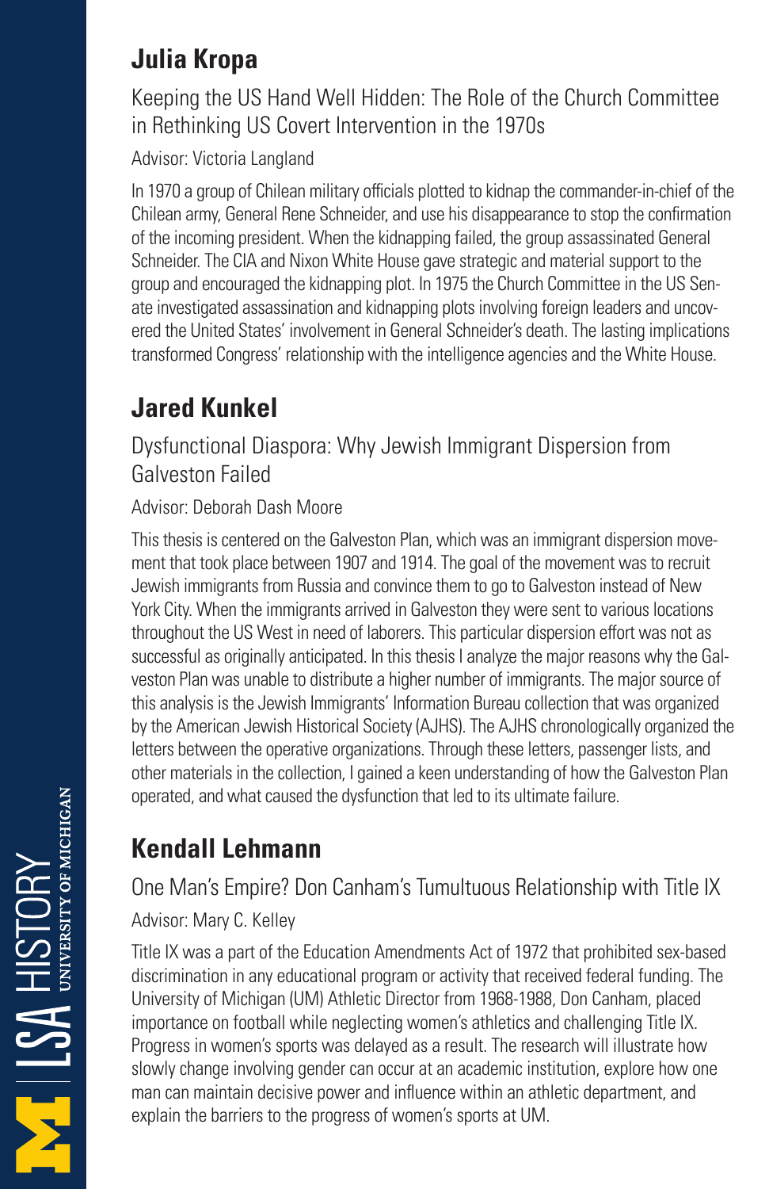## Julia Kropa

### Keeping the US Hand Well Hidden: The Role of the Church Committee in Rethinking US Covert Intervention in the 1970s

Advisor: Victoria Langland

In 1970 a group of Chilean military officials plotted to kidnap the commander-in-chief of the Chilean army, General Rene Schneider, and use his disappearance to stop the confirmation of the incoming president. When the kidnapping failed, the group assassinated General Schneider. The CIA and Nixon White House gave strategic and material support to the group and encouraged the kidnapping plot. In 1975 the Church Committee in the US Senate investigated assassination and kidnapping plots involving foreign leaders and uncovered the United States' involvement in General Schneider's death. The lasting implications transformed Congress' relationship with the intelligence agencies and the White House.

## Jared Kunkel

### Dysfunctional Diaspora: Why Jewish Immigrant Dispersion from Galveston Failed

Advisor: Deborah Dash Moore

This thesis is centered on the Galveston Plan, which was an immigrant dispersion movement that took place between 1907 and 1914. The goal of the movement was to recruit Jewish immigrants from Russia and convince them to go to Galveston instead of New York City. When the immigrants arrived in Galveston they were sent to various locations throughout the US West in need of laborers. This particular dispersion effort was not as successful as originally anticipated. In this thesis I analyze the major reasons why the Galveston Plan was unable to distribute a higher number of immigrants. The major source of this analysis is the Jewish Immigrants' Information Bureau collection that was organized by the American Jewish Historical Society (AJHS). The AJHS chronologically organized the letters between the operative organizations. Through these letters, passenger lists, and other materials in the collection, I gained a keen understanding of how the Galveston Plan operated, and what caused the dysfunction that led to its ultimate failure.

## Kendall Lehmann

### One Man's Empire? Don Canham's Tumultuous Relationship with Title IX

Advisor: Mary C. Kelley

Title IX was a part of the Education Amendments Act of 1972 that prohibited sex-based discrimination in any educational program or activity that received federal funding. The University of Michigan (UM) Athletic Director from 1968-1988, Don Canham, placed importance on football while neglecting women's athletics and challenging Title IX. Progress in women's sports was delayed as a result. The research will illustrate how slowly change involving gender can occur at an academic institution, explore how one man can maintain decisive power and influence within an athletic department, and explain the barriers to the progress of women's sports at UM.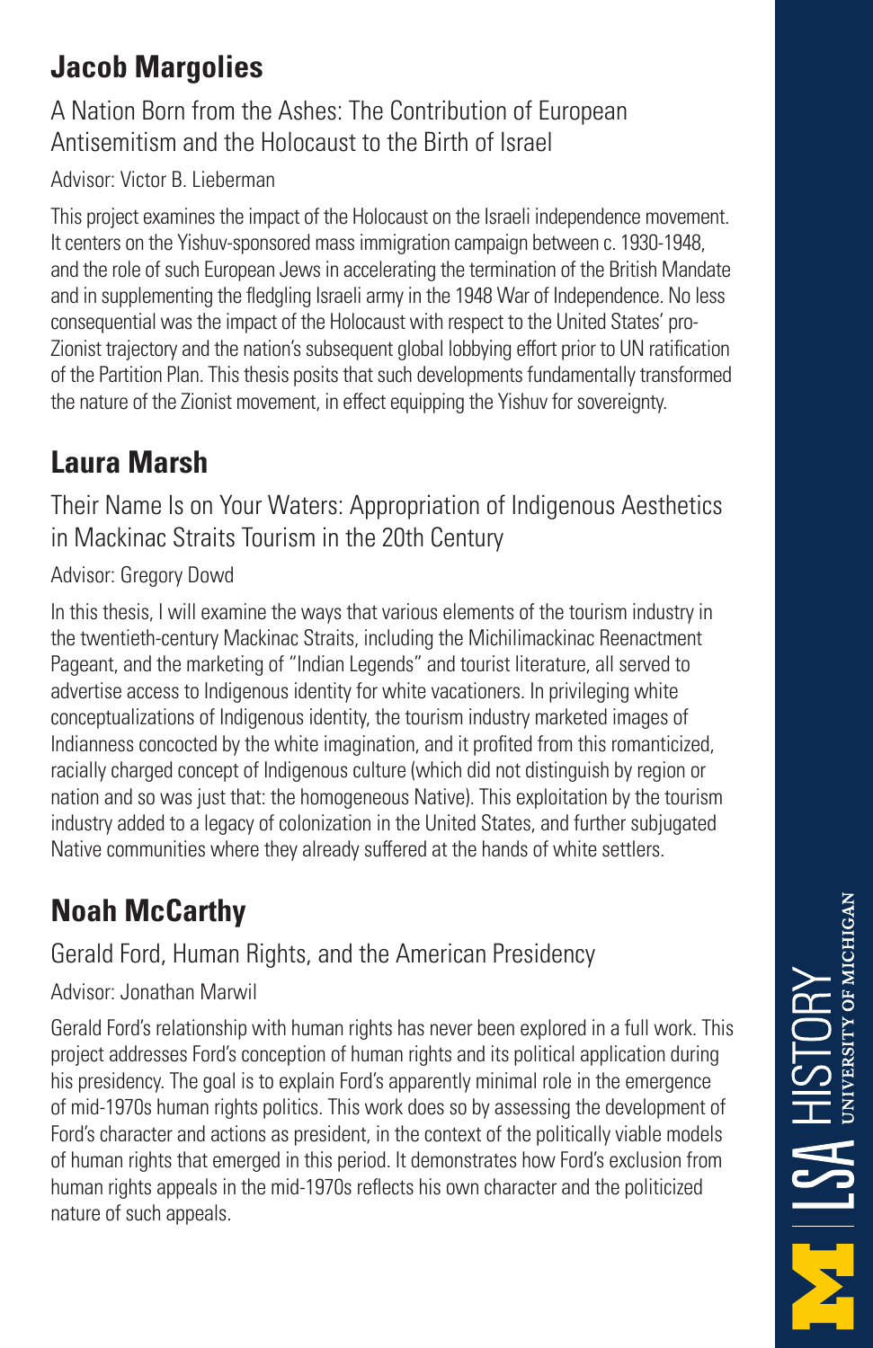## Jacob Margolies

### A Nation Born from the Ashes: The Contribution of European Antisemitism and the Holocaust to the Birth of Israel

Advisor: Victor B. Lieberman

This project examines the impact of the Holocaust on the Israeli independence movement. It centers on the Yishuv-sponsored mass immigration campaign between c. 1930-1948, and the role of such European Jews in accelerating the termination of the British Mandate and in supplementing the fledgling Israeli army in the 1948 War of Independence. No less consequential was the impact of the Holocaust with respect to the United States' pro-Zionist trajectory and the nation's subsequent global lobbying effort prior to UN ratification of the Partition Plan. This thesis posits that such developments fundamentally transformed the nature of the Zionist movement, in effect equipping the Yishuv for sovereignty.

## Laura Marsh

### Their Name Is on Your Waters: Appropriation of Indigenous Aesthetics in Mackinac Straits Tourism in the 20th Century

Advisor: Gregory Dowd

In this thesis, I will examine the ways that various elements of the tourism industry in the twentieth-century Mackinac Straits, including the Michilimackinac Reenactment Pageant, and the marketing of "Indian Legends" and tourist literature, all served to advertise access to Indigenous identity for white vacationers. In privileging white conceptualizations of Indigenous identity, the tourism industry marketed images of Indianness concocted by the white imagination, and it profited from this romanticized, racially charged concept of Indigenous culture (which did not distinguish by region or nation and so was just that: the homogeneous Native). This exploitation by the tourism industry added to a legacy of colonization in the United States, and further subjugated Native communities where they already suffered at the hands of white settlers.

## Noah McCarthy

### Gerald Ford, Human Rights, and the American Presidency

Advisor: Jonathan Marwil

Gerald Ford's relationship with human rights has never been explored in a full work. This project addresses Ford's conception of human rights and its political application during his presidency. The goal is to explain Ford's apparently minimal role in the emergence of mid-1970s human rights politics. This work does so by assessing the development of Ford's character and actions as president, in the context of the politically viable models of human rights that emerged in this period. It demonstrates how Ford's exclusion from human rights appeals in the mid-1970s reflects his own character and the politicized nature of such appeals.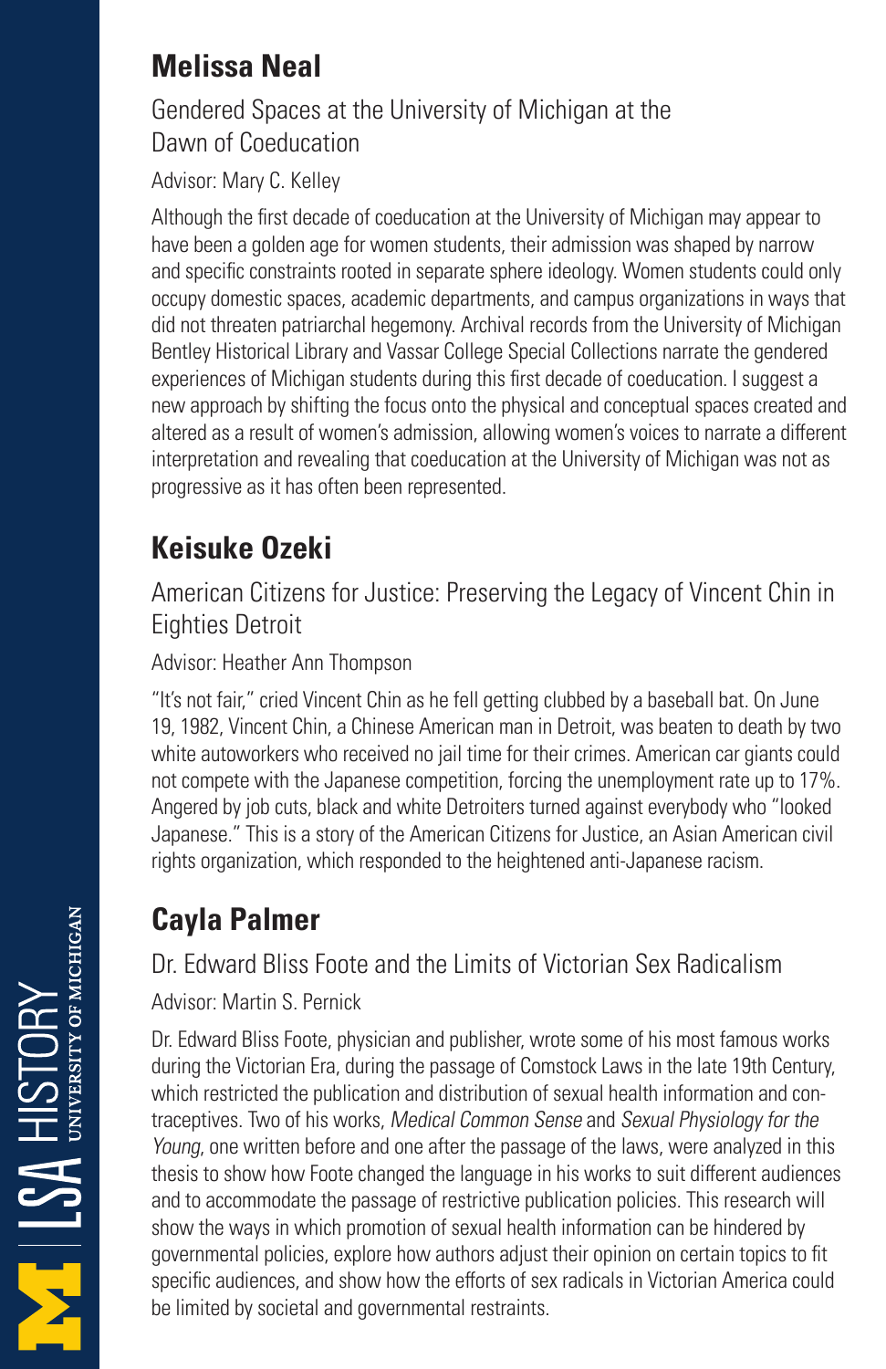## Melissa Neal

### Gendered Spaces at the University of Michigan at the Dawn of Coeducation

Advisor: Mary C. Kelley

Although the first decade of coeducation at the University of Michigan may appear to have been a golden age for women students, their admission was shaped by narrow and specific constraints rooted in separate sphere ideology. Women students could only occupy domestic spaces, academic departments, and campus organizations in ways that did not threaten patriarchal hegemony. Archival records from the University of Michigan Bentley Historical Library and Vassar College Special Collections narrate the gendered experiences of Michigan students during this first decade of coeducation. I suggest a new approach by shifting the focus onto the physical and conceptual spaces created and altered as a result of women's admission, allowing women's voices to narrate a different interpretation and revealing that coeducation at the University of Michigan was not as progressive as it has often been represented.

## Keisuke Ozeki

### American Citizens for Justice: Preserving the Legacy of Vincent Chin in Eighties Detroit

Advisor: Heather Ann Thompson

"It's not fair," cried Vincent Chin as he fell getting clubbed by a baseball bat. On June 19, 1982, Vincent Chin, a Chinese American man in Detroit, was beaten to death by two white autoworkers who received no jail time for their crimes. American car giants could not compete with the Japanese competition, forcing the unemployment rate up to 17%. Angered by job cuts, black and white Detroiters turned against everybody who "looked Japanese." This is a story of the American Citizens for Justice, an Asian American civil rights organization, which responded to the heightened anti-Japanese racism.

## Cayla Palmer

### Dr. Edward Bliss Foote and the Limits of Victorian Sex Radicalism

Advisor: Martin S. Pernick

Dr. Edward Bliss Foote, physician and publisher, wrote some of his most famous works during the Victorian Era, during the passage of Comstock Laws in the late 19th Century, which restricted the publication and distribution of sexual health information and contraceptives. Two of his works, *Medical Common Sense* and *Sexual Physiology for the Young*, one written before and one after the passage of the laws, were analyzed in this thesis to show how Foote changed the language in his works to suit different audiences and to accommodate the passage of restrictive publication policies. This research will show the ways in which promotion of sexual health information can be hindered by governmental policies, explore how authors adjust their opinion on certain topics to fit specific audiences, and show how the efforts of sex radicals in Victorian America could be limited by societal and governmental restraints.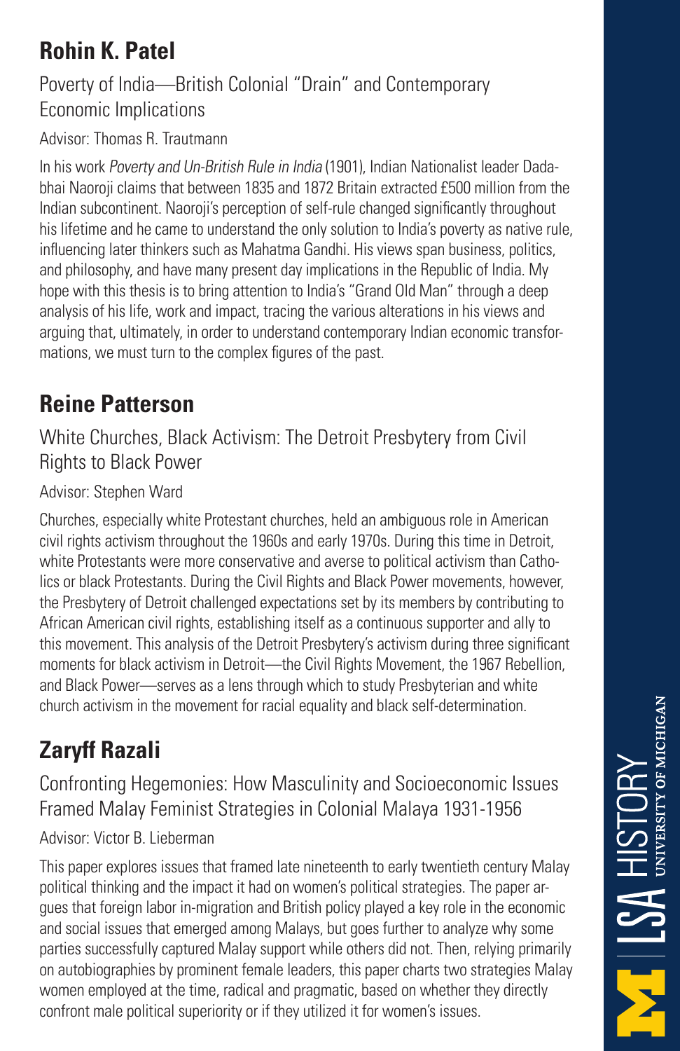## Rohin K. Patel

Poverty of India—British Colonial "Drain" and Contemporary Economic Implications

Advisor: Thomas R. Trautmann

In his work *Poverty and Un-British Rule in India* (1901), Indian Nationalist leader Dadabhai Naoroji claims that between 1835 and 1872 Britain extracted £500 million from the Indian subcontinent. Naoroji's perception of self-rule changed significantly throughout his lifetime and he came to understand the only solution to India's poverty as native rule, influencing later thinkers such as Mahatma Gandhi. His views span business, politics, and philosophy, and have many present day implications in the Republic of India. My hope with this thesis is to bring attention to India's "Grand Old Man" through a deep analysis of his life, work and impact, tracing the various alterations in his views and arguing that, ultimately, in order to understand contemporary Indian economic transformations, we must turn to the complex figures of the past.

## Reine Patterson

White Churches, Black Activism: The Detroit Presbytery from Civil Rights to Black Power

Advisor: Stephen Ward

Churches, especially white Protestant churches, held an ambiguous role in American civil rights activism throughout the 1960s and early 1970s. During this time in Detroit, white Protestants were more conservative and averse to political activism than Catholics or black Protestants. During the Civil Rights and Black Power movements, however, the Presbytery of Detroit challenged expectations set by its members by contributing to African American civil rights, establishing itself as a continuous supporter and ally to this movement. This analysis of the Detroit Presbytery's activism during three significant moments for black activism in Detroit—the Civil Rights Movement, the 1967 Rebellion, and Black Power—serves as a lens through which to study Presbyterian and white church activism in the movement for racial equality and black self-determination.

## Zaryff Razali

Confronting Hegemonies: How Masculinity and Socioeconomic Issues Framed Malay Feminist Strategies in Colonial Malaya 1931-1956

Advisor: Victor B. Lieberman

This paper explores issues that framed late nineteenth to early twentieth century Malay political thinking and the impact it had on women's political strategies. The paper argues that foreign labor in-migration and British policy played a key role in the economic and social issues that emerged among Malays, but goes further to analyze why some parties successfully captured Malay support while others did not. Then, relying primarily on autobiographies by prominent female leaders, this paper charts two strategies Malay women employed at the time, radical and pragmatic, based on whether they directly confront male political superiority or if they utilized it for women's issues.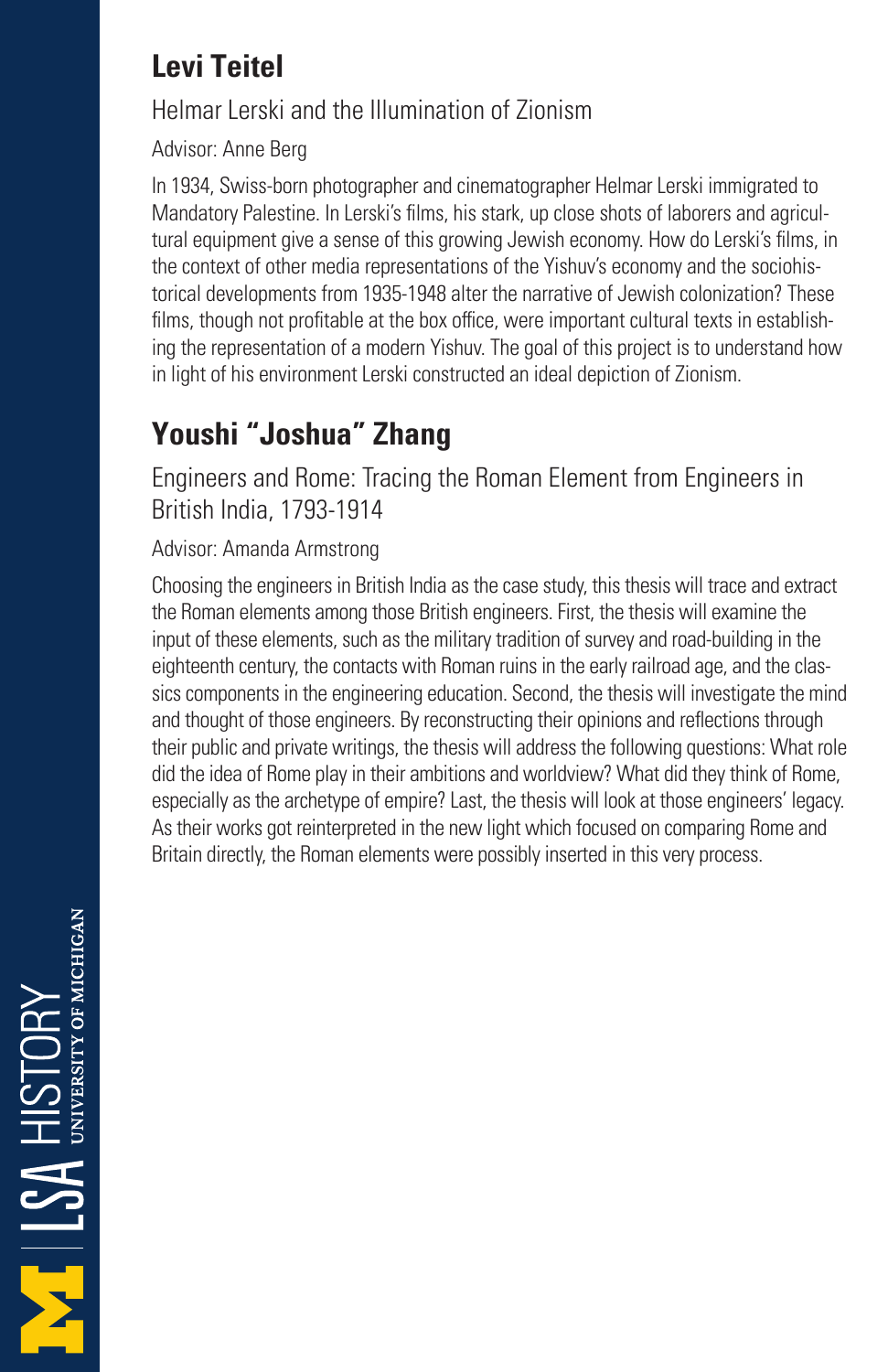## Levi Teitel

### Helmar Lerski and the Illumination of Zionism

Advisor: Anne Berg

In 1934, Swiss-born photographer and cinematographer Helmar Lerski immigrated to Mandatory Palestine. In Lerski's films, his stark, up close shots of laborers and agricultural equipment give a sense of this growing Jewish economy. How do Lerski's films, in the context of other media representations of the Yishuv's economy and the sociohistorical developments from 1935-1948 alter the narrative of Jewish colonization? These films, though not profitable at the box office, were important cultural texts in establishing the representation of a modern Yishuv. The goal of this project is to understand how in light of his environment Lerski constructed an ideal depiction of Zionism.

## Youshi "Joshua" Zhang

### Engineers and Rome: Tracing the Roman Element from Engineers in British India, 1793-1914

Advisor: Amanda Armstrong

Choosing the engineers in British India as the case study, this thesis will trace and extract the Roman elements among those British engineers. First, the thesis will examine the input of these elements, such as the military tradition of survey and road-building in the eighteenth century, the contacts with Roman ruins in the early railroad age, and the classics components in the engineering education. Second, the thesis will investigate the mind and thought of those engineers. By reconstructing their opinions and reflections through their public and private writings, the thesis will address the following questions: What role did the idea of Rome play in their ambitions and worldview? What did they think of Rome, especially as the archetype of empire? Last, the thesis will look at those engineers' legacy. As their works got reinterpreted in the new light which focused on comparing Rome and Britain directly, the Roman elements were possibly inserted in this very process.